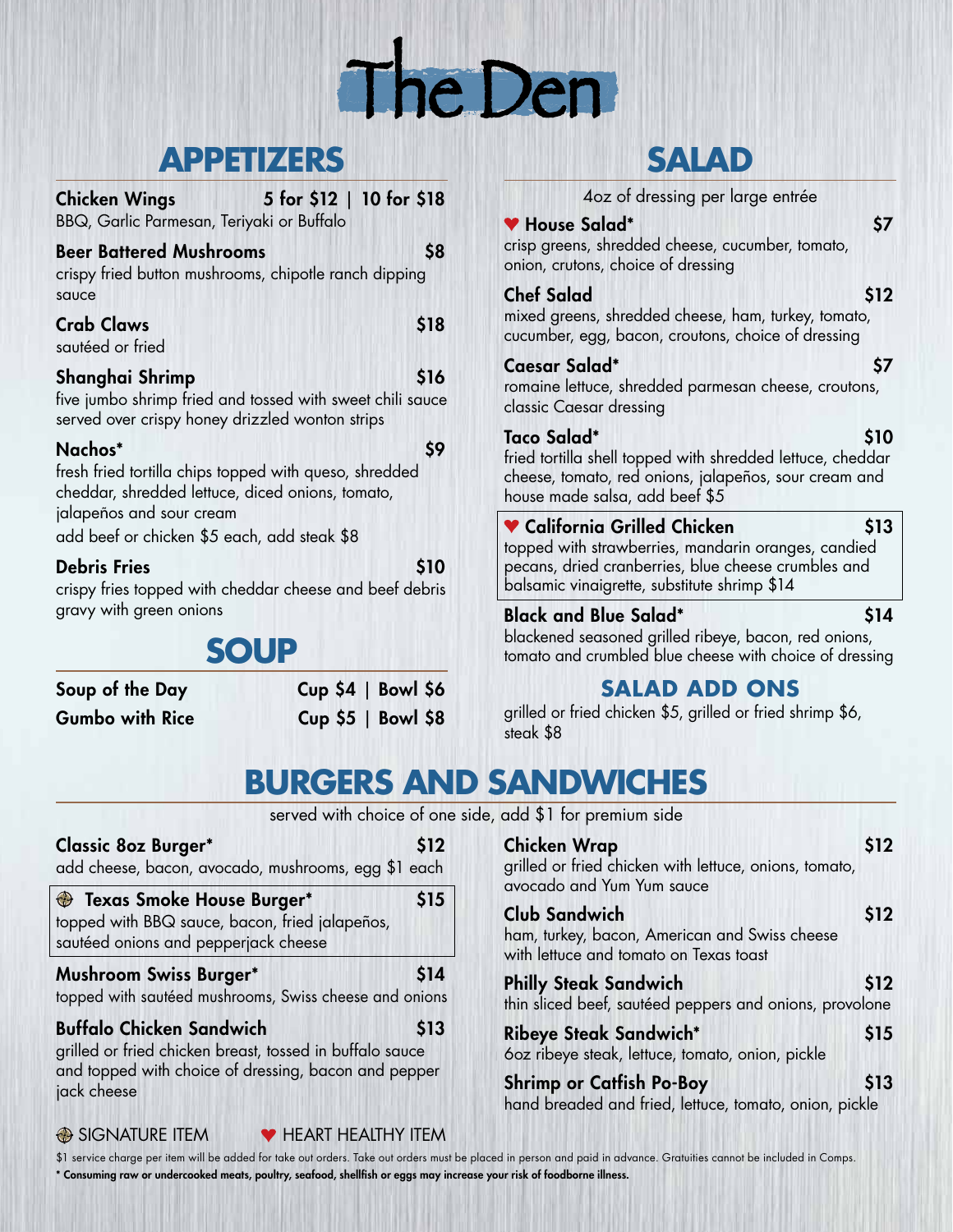# The Den

## APPETIZERS

**Chicken Wings** — 5 for $12 | 10 for $18
BBQ, Garlic Parmesan, Teriyaki or Buffalo

**Beer Battered Mushrooms** — $8
crispy fried button mushrooms, chipotle ranch dipping sauce

**Crab Claws** — $18
sautéed or fried

**Shanghai Shrimp** — $16
five jumbo shrimp fried and tossed with sweet chili sauce served over crispy honey drizzled wonton strips

**Nachos*** — $9
fresh fried tortilla chips topped with queso, shredded cheddar, shredded lettuce, diced onions, tomato, jalapeños and sour cream
add beef or chicken $5 each, add steak $8

**Debris Fries** — $10
crispy fries topped with cheddar cheese and beef debris gravy with green onions

## SOUP

| | |
|---|---|
| **Soup of the Day** | Cup $4 \| Bowl $6 |
| **Gumbo with Rice** | Cup $5 \| Bowl $8 |

## SALAD

4oz of dressing per large entrée

♥ **House Salad*** — $7
crisp greens, shredded cheese, cucumber, tomato, onion, crutons, choice of dressing

**Chef Salad** — $12
mixed greens, shredded cheese, ham, turkey, tomato, cucumber, egg, bacon, croutons, choice of dressing

**Caesar Salad*** — $7
romaine lettuce, shredded parmesan cheese, croutons, classic Caesar dressing

**Taco Salad*** — $10
fried tortilla shell topped with shredded lettuce, cheddar cheese, tomato, red onions, jalapeños, sour cream and house made salsa, add beef $5

♥ **California Grilled Chicken** — $13
topped with strawberries, mandarin oranges, candied pecans, dried cranberries, blue cheese crumbles and balsamic vinaigrette, substitute shrimp $14

**Black and Blue Salad*** — $14
blackened seasoned grilled ribeye, bacon, red onions, tomato and crumbled blue cheese with choice of dressing

### SALAD ADD ONS

grilled or fried chicken $5, grilled or fried shrimp $6, steak $8

## BURGERS AND SANDWICHES

served with choice of one side, add $1 for premium side

**Classic 8oz Burger*** — $12
add cheese, bacon, avocado, mushrooms, egg $1 each

(Signature) **Texas Smoke House Burger*** — $15
topped with BBQ sauce, bacon, fried jalapeños, sautéed onions and pepperjack cheese

**Mushroom Swiss Burger*** — $14
topped with sautéed mushrooms, Swiss cheese and onions

**Buffalo Chicken Sandwich** — $13
grilled or fried chicken breast, tossed in buffalo sauce and topped with choice of dressing, bacon and pepper jack cheese

**Chicken Wrap** — $12
grilled or fried chicken with lettuce, onions, tomato, avocado and Yum Yum sauce

**Club Sandwich** — $12
ham, turkey, bacon, American and Swiss cheese with lettuce and tomato on Texas toast

**Philly Steak Sandwich** — $12
thin sliced beef, sautéed peppers and onions, provolone

**Ribeye Steak Sandwich*** — $15
6oz ribeye steak, lettuce, tomato, onion, pickle

**Shrimp or Catfish Po-Boy** — $13
hand breaded and fried, lettuce, tomato, onion, pickle

SIGNATURE ITEM ♥ HEART HEALTHY ITEM

$1 service charge per item will be added for take out orders. Take out orders must be placed in person and paid in advance. Gratuities cannot be included in Comps.

**\* Consuming raw or undercooked meats, poultry, seafood, shellfish or eggs may increase your risk of foodborne illness.**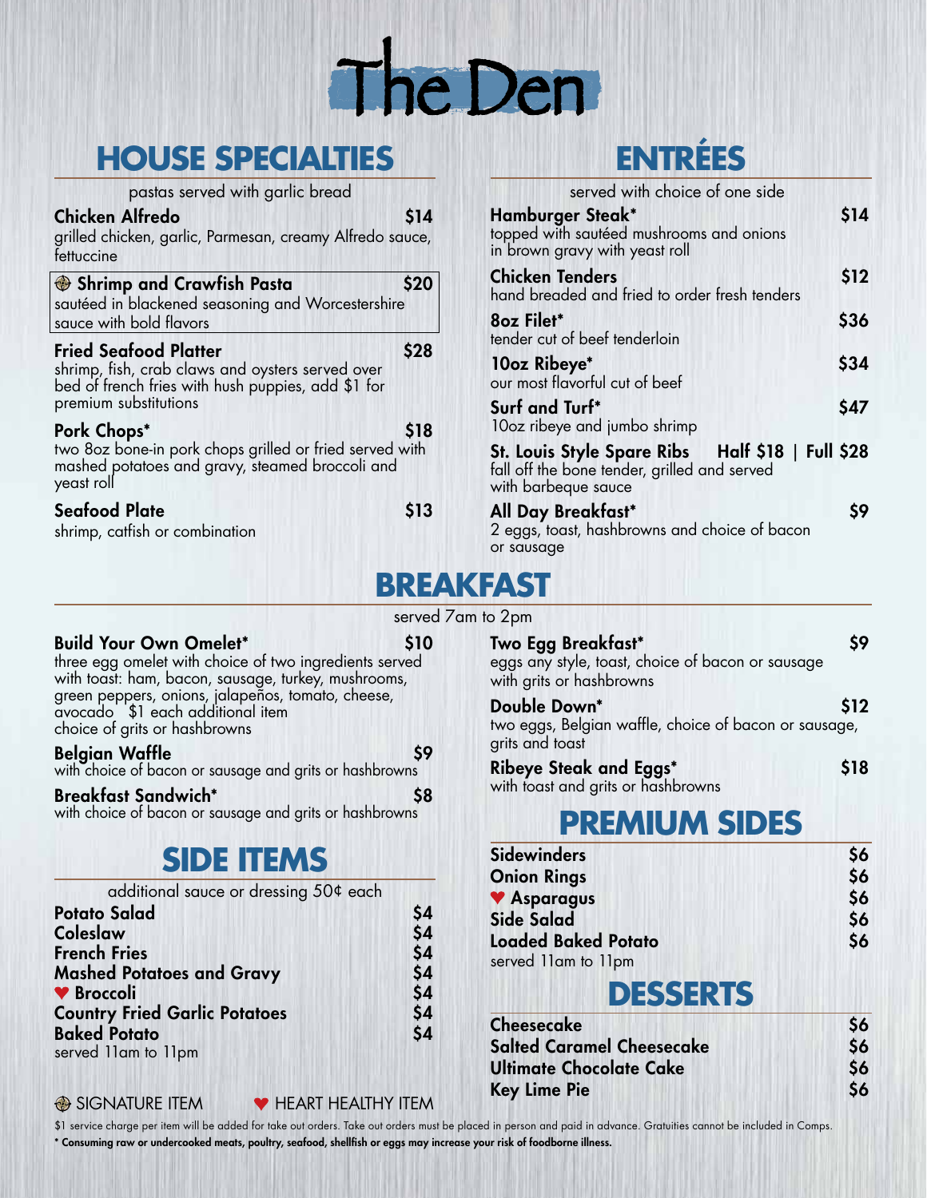# The Den

## HOUSE SPECIALTIES

pastas served with garlic bread

**Chicken Alfredo** — $14
grilled chicken, garlic, Parmesan, creamy Alfredo sauce, fettuccine

**Shrimp and Crawfish Pasta** (Signature Item) — $20
sautéed in blackened seasoning and Worcestershire sauce with bold flavors

**Fried Seafood Platter** — $28
shrimp, fish, crab claws and oysters served over bed of french fries with hush puppies, add $1 for premium substitutions

**Pork Chops*** — $18
two 8oz bone-in pork chops grilled or fried served with mashed potatoes and gravy, steamed broccoli and yeast roll

**Seafood Plate** — $13
shrimp, catfish or combination

## ENTRÉES

served with choice of one side

**Hamburger Steak*** — $14
topped with sautéed mushrooms and onions in brown gravy with yeast roll

**Chicken Tenders** — $12
hand breaded and fried to order fresh tenders

**8oz Filet*** — $36
tender cut of beef tenderloin

**10oz Ribeye*** — $34
our most flavorful cut of beef

**Surf and Turf*** — $47
10oz ribeye and jumbo shrimp

**St. Louis Style Spare Ribs** — Half $18 | Full $28
fall off the bone tender, grilled and served with barbeque sauce

**All Day Breakfast*** — $9
2 eggs, toast, hashbrowns and choice of bacon or sausage

## BREAKFAST

served 7am to 2pm

**Build Your Own Omelet*** — $10
three egg omelet with choice of two ingredients served with toast: ham, bacon, sausage, turkey, mushrooms, green peppers, onions, jalapeños, tomato, cheese, avocado $1 each additional item
choice of grits or hashbrowns

**Belgian Waffle** — $9
with choice of bacon or sausage and grits or hashbrowns

**Breakfast Sandwich*** — $8
with choice of bacon or sausage and grits or hashbrowns

**Two Egg Breakfast*** — $9
eggs any style, toast, choice of bacon or sausage with grits or hashbrowns

**Double Down*** — $12
two eggs, Belgian waffle, choice of bacon or sausage, grits and toast

**Ribeye Steak and Eggs*** — $18
with toast and grits or hashbrowns

## SIDE ITEMS

additional sauce or dressing 50¢ each

| | |
|---|---|
| **Potato Salad** | $4 |
| **Coleslaw** | $4 |
| **French Fries** | $4 |
| **Mashed Potatoes and Gravy** | $4 |
| ♥ **Broccoli** | $4 |
| **Country Fried Garlic Potatoes** | $4 |
| **Baked Potato** | $4 |

served 11am to 11pm

## PREMIUM SIDES

| | |
|---|---|
| **Sidewinders** | $6 |
| **Onion Rings** | $6 |
| ♥ **Asparagus** | $6 |
| **Side Salad** | $6 |
| **Loaded Baked Potato** | $6 |

served 11am to 11pm

## DESSERTS

| | |
|---|---|
| **Cheesecake** | $6 |
| **Salted Caramel Cheesecake** | $6 |
| **Ultimate Chocolate Cake** | $6 |
| **Key Lime Pie** | $6 |

SIGNATURE ITEM ♥ HEART HEALTHY ITEM

$1 service charge per item will be added for take out orders. Take out orders must be placed in person and paid in advance. Gratuities cannot be included in Comps.

**\* Consuming raw or undercooked meats, poultry, seafood, shellfish or eggs may increase your risk of foodborne illness.**